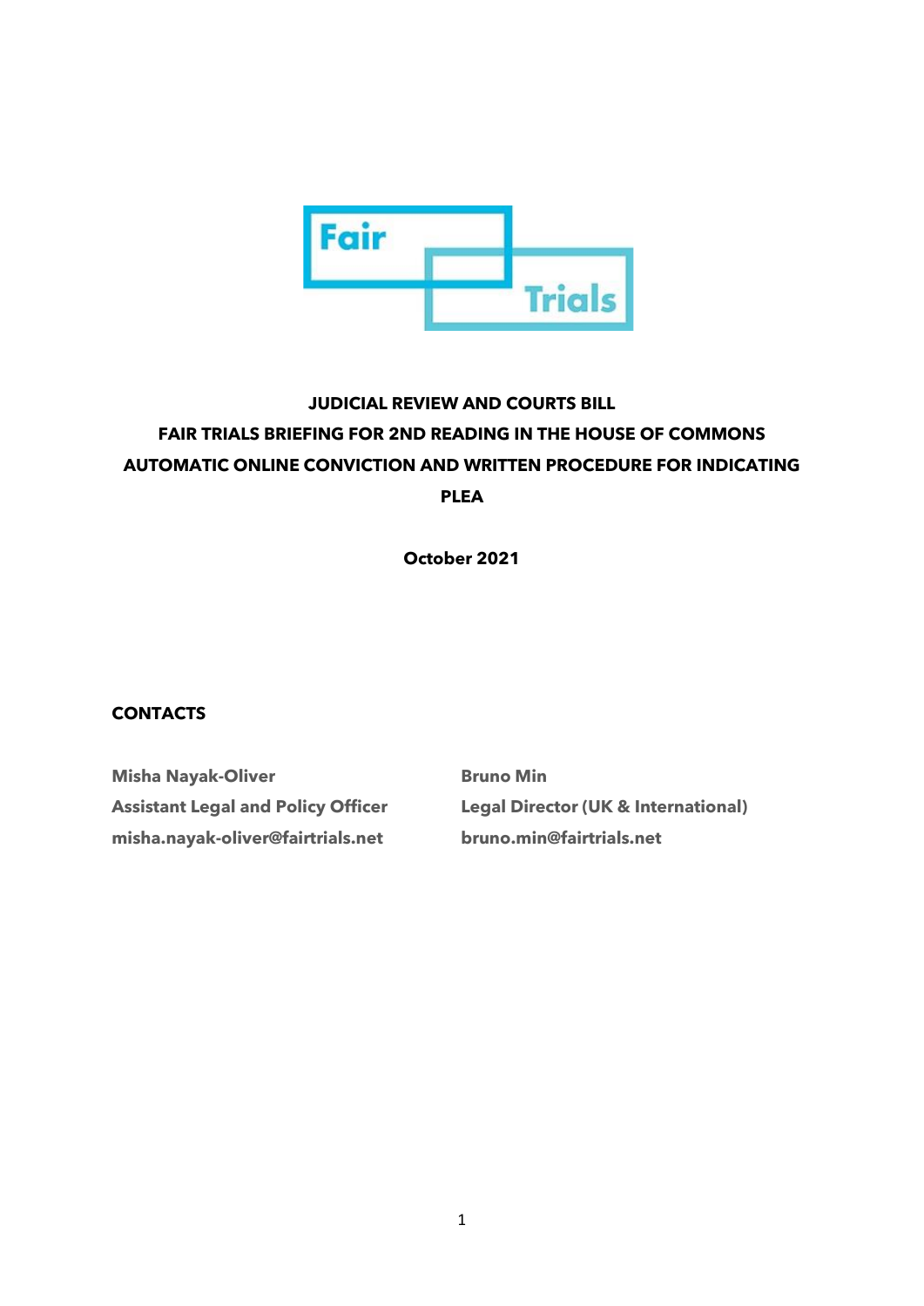Fair Trials

# JUDICIAL REVIEW AND COURTS BILL

## FAIR TRIALS BRIEFING FOR 2ND READING IN THE HOUSE OF COMMONS

## AUTOMATIC ONLINE CONVICTION AND WRITTEN PROCEDURE FOR INDICATING PLEA

**October 2021**

**CONTACTS**

**Misha Nayak-Oliver**
**Assistant Legal and Policy Officer**
**misha.nayak-oliver@fairtrials.net**

**Bruno Min**
**Legal Director (UK & International)**
**bruno.min@fairtrials.net**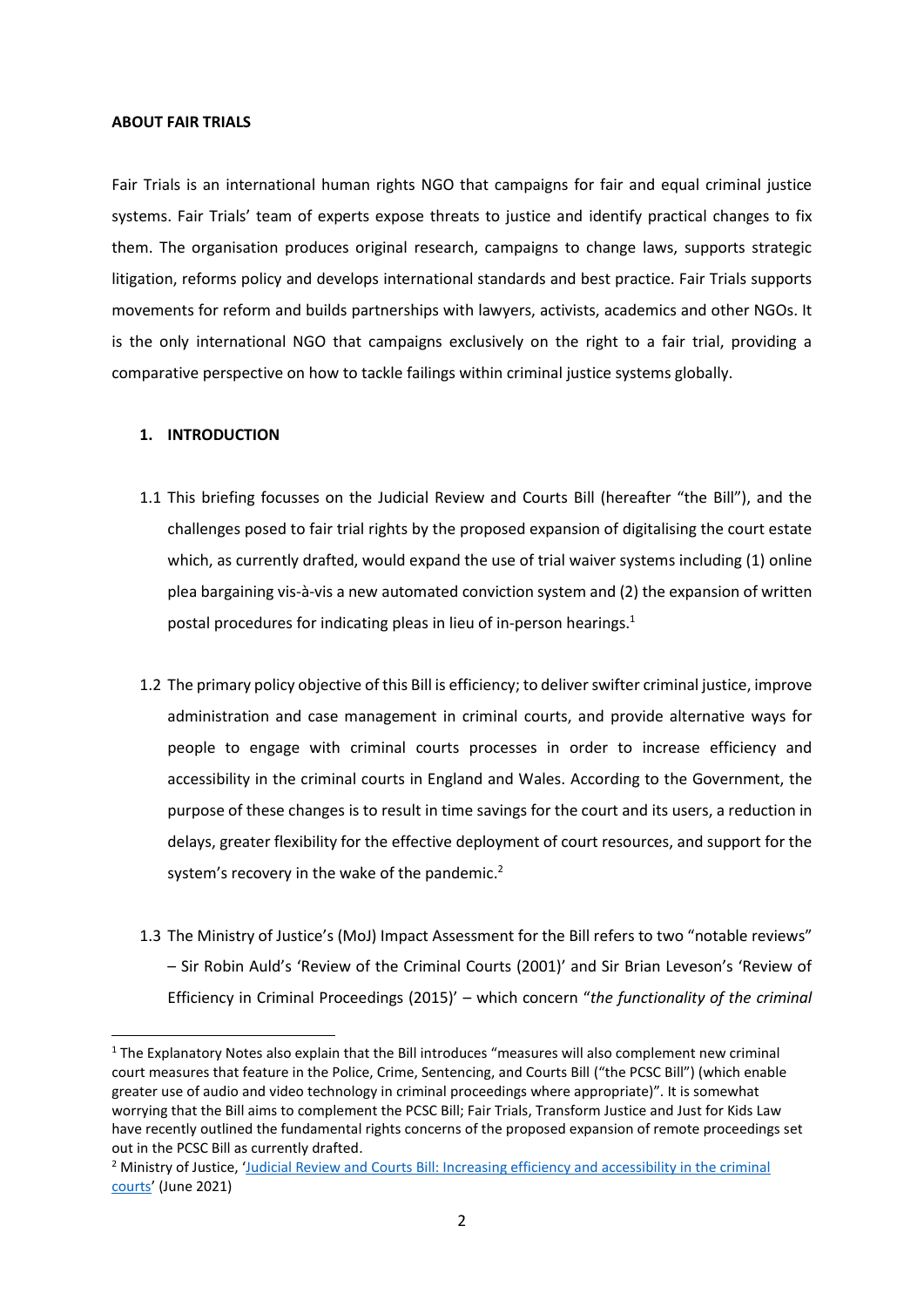**ABOUT FAIR TRIALS**

Fair Trials is an international human rights NGO that campaigns for fair and equal criminal justice systems. Fair Trials' team of experts expose threats to justice and identify practical changes to fix them. The organisation produces original research, campaigns to change laws, supports strategic litigation, reforms policy and develops international standards and best practice. Fair Trials supports movements for reform and builds partnerships with lawyers, activists, academics and other NGOs. It is the only international NGO that campaigns exclusively on the right to a fair trial, providing a comparative perspective on how to tackle failings within criminal justice systems globally.

**1. INTRODUCTION**

1.1 This briefing focusses on the Judicial Review and Courts Bill (hereafter "the Bill"), and the challenges posed to fair trial rights by the proposed expansion of digitalising the court estate which, as currently drafted, would expand the use of trial waiver systems including (1) online plea bargaining vis-à-vis a new automated conviction system and (2) the expansion of written postal procedures for indicating pleas in lieu of in-person hearings.[1]

1.2 The primary policy objective of this Bill is efficiency; to deliver swifter criminal justice, improve administration and case management in criminal courts, and provide alternative ways for people to engage with criminal courts processes in order to increase efficiency and accessibility in the criminal courts in England and Wales. According to the Government, the purpose of these changes is to result in time savings for the court and its users, a reduction in delays, greater flexibility for the effective deployment of court resources, and support for the system's recovery in the wake of the pandemic.[2]

1.3 The Ministry of Justice's (MoJ) Impact Assessment for the Bill refers to two "notable reviews" – Sir Robin Auld's 'Review of the Criminal Courts (2001)' and Sir Brian Leveson's 'Review of Efficiency in Criminal Proceedings (2015)' – which concern "*the functionality of the criminal*

---

[1] The Explanatory Notes also explain that the Bill introduces "measures will also complement new criminal court measures that feature in the Police, Crime, Sentencing, and Courts Bill ("the PCSC Bill") (which enable greater use of audio and video technology in criminal proceedings where appropriate)". It is somewhat worrying that the Bill aims to complement the PCSC Bill; Fair Trials, Transform Justice and Just for Kids Law have recently outlined the fundamental rights concerns of the proposed expansion of remote proceedings set out in the PCSC Bill as currently drafted.

[2] Ministry of Justice, 'Judicial Review and Courts Bill: Increasing efficiency and accessibility in the criminal courts' (June 2021)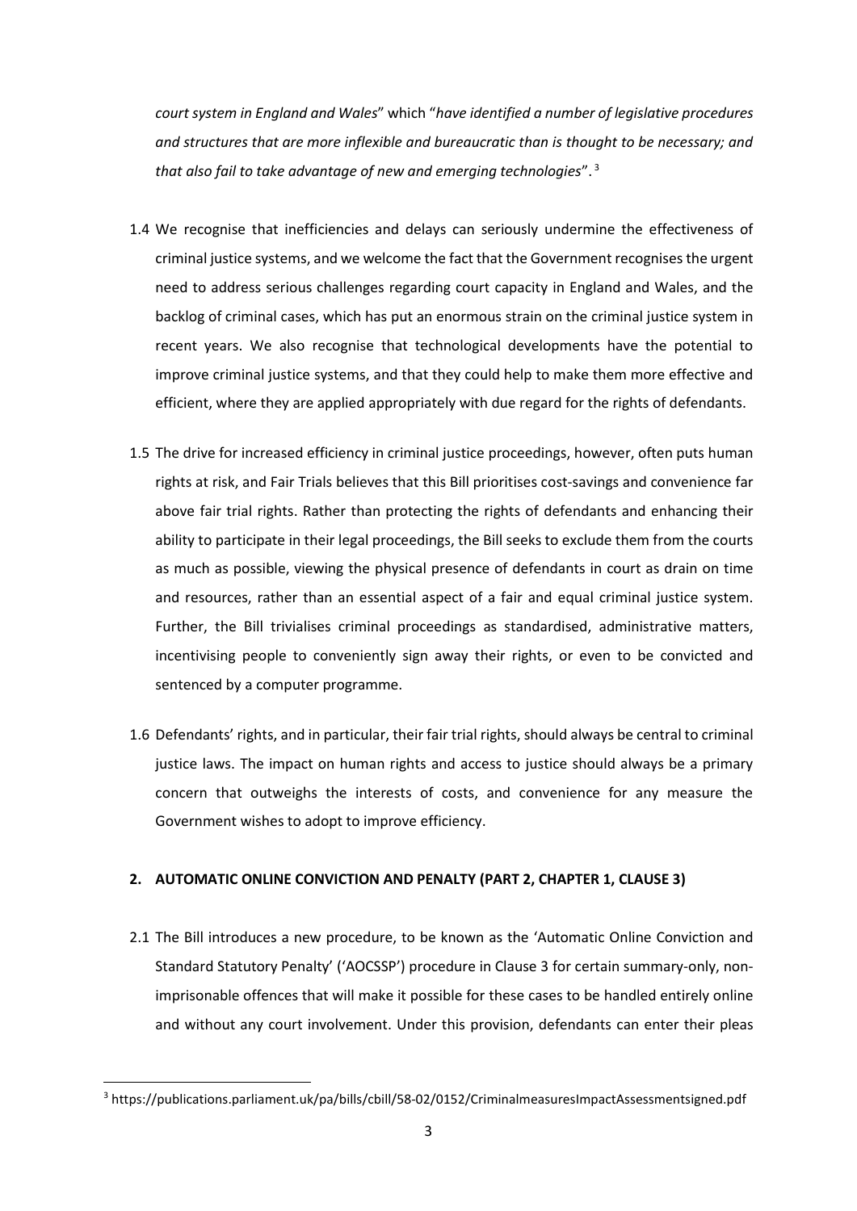*court system in England and Wales*" which "*have identified a number of legislative procedures and structures that are more inflexible and bureaucratic than is thought to be necessary; and that also fail to take advantage of new and emerging technologies*".[3]

1.4 We recognise that inefficiencies and delays can seriously undermine the effectiveness of criminal justice systems, and we welcome the fact that the Government recognises the urgent need to address serious challenges regarding court capacity in England and Wales, and the backlog of criminal cases, which has put an enormous strain on the criminal justice system in recent years. We also recognise that technological developments have the potential to improve criminal justice systems, and that they could help to make them more effective and efficient, where they are applied appropriately with due regard for the rights of defendants.

1.5 The drive for increased efficiency in criminal justice proceedings, however, often puts human rights at risk, and Fair Trials believes that this Bill prioritises cost-savings and convenience far above fair trial rights. Rather than protecting the rights of defendants and enhancing their ability to participate in their legal proceedings, the Bill seeks to exclude them from the courts as much as possible, viewing the physical presence of defendants in court as drain on time and resources, rather than an essential aspect of a fair and equal criminal justice system. Further, the Bill trivialises criminal proceedings as standardised, administrative matters, incentivising people to conveniently sign away their rights, or even to be convicted and sentenced by a computer programme.

1.6 Defendants' rights, and in particular, their fair trial rights, should always be central to criminal justice laws. The impact on human rights and access to justice should always be a primary concern that outweighs the interests of costs, and convenience for any measure the Government wishes to adopt to improve efficiency.

## 2. AUTOMATIC ONLINE CONVICTION AND PENALTY (PART 2, CHAPTER 1, CLAUSE 3)

2.1 The Bill introduces a new procedure, to be known as the 'Automatic Online Conviction and Standard Statutory Penalty' ('AOCSSP') procedure in Clause 3 for certain summary-only, non-imprisonable offences that will make it possible for these cases to be handled entirely online and without any court involvement. Under this provision, defendants can enter their pleas

[3] https://publications.parliament.uk/pa/bills/cbill/58-02/0152/CriminalmeasuresImpactAssessmentsigned.pdf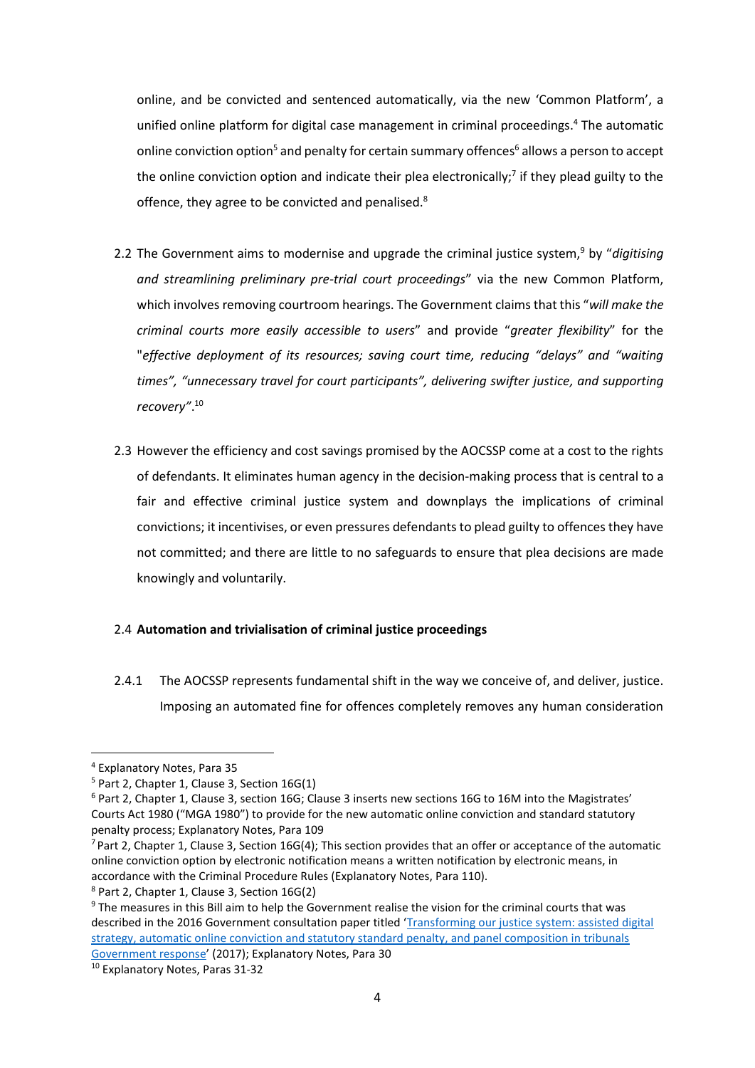online, and be convicted and sentenced automatically, via the new 'Common Platform', a unified online platform for digital case management in criminal proceedings.[4] The automatic online conviction option[5] and penalty for certain summary offences[6] allows a person to accept the online conviction option and indicate their plea electronically;[7] if they plead guilty to the offence, they agree to be convicted and penalised.[8]

2.2 The Government aims to modernise and upgrade the criminal justice system,[9] by "*digitising and streamlining preliminary pre-trial court proceedings*" via the new Common Platform, which involves removing courtroom hearings. The Government claims that this "*will make the criminal courts more easily accessible to users*" and provide "*greater flexibility*" for the "*effective deployment of its resources; saving court time, reducing "delays" and "waiting times", "unnecessary travel for court participants", delivering swifter justice, and supporting recovery"*.[10]

2.3 However the efficiency and cost savings promised by the AOCSSP come at a cost to the rights of defendants. It eliminates human agency in the decision-making process that is central to a fair and effective criminal justice system and downplays the implications of criminal convictions; it incentivises, or even pressures defendants to plead guilty to offences they have not committed; and there are little to no safeguards to ensure that plea decisions are made knowingly and voluntarily.

2.4 **Automation and trivialisation of criminal justice proceedings**

2.4.1 The AOCSSP represents fundamental shift in the way we conceive of, and deliver, justice. Imposing an automated fine for offences completely removes any human consideration

---

[4] Explanatory Notes, Para 35

[5] Part 2, Chapter 1, Clause 3, Section 16G(1)

[6] Part 2, Chapter 1, Clause 3, section 16G; Clause 3 inserts new sections 16G to 16M into the Magistrates' Courts Act 1980 ("MGA 1980") to provide for the new automatic online conviction and standard statutory penalty process; Explanatory Notes, Para 109

[7] Part 2, Chapter 1, Clause 3, Section 16G(4); This section provides that an offer or acceptance of the automatic online conviction option by electronic notification means a written notification by electronic means, in accordance with the Criminal Procedure Rules (Explanatory Notes, Para 110).

[8] Part 2, Chapter 1, Clause 3, Section 16G(2)

[9] The measures in this Bill aim to help the Government realise the vision for the criminal courts that was described in the 2016 Government consultation paper titled '[Transforming our justice system: assisted digital strategy, automatic online conviction and statutory standard penalty, and panel composition in tribunals Government response]' (2017); Explanatory Notes, Para 30

[10] Explanatory Notes, Paras 31-32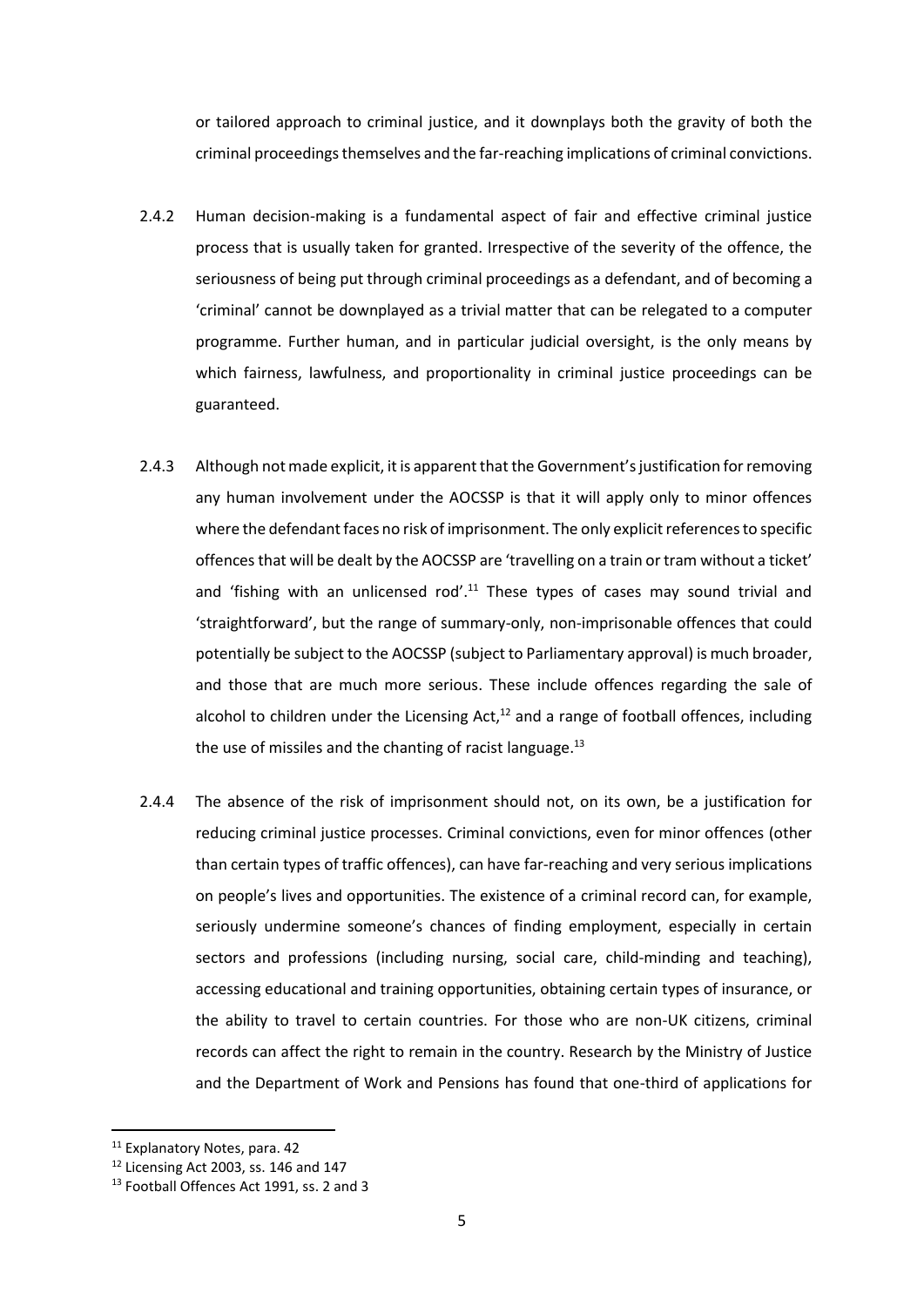or tailored approach to criminal justice, and it downplays both the gravity of both the criminal proceedings themselves and the far-reaching implications of criminal convictions.

2.4.2 Human decision-making is a fundamental aspect of fair and effective criminal justice process that is usually taken for granted. Irrespective of the severity of the offence, the seriousness of being put through criminal proceedings as a defendant, and of becoming a 'criminal' cannot be downplayed as a trivial matter that can be relegated to a computer programme. Further human, and in particular judicial oversight, is the only means by which fairness, lawfulness, and proportionality in criminal justice proceedings can be guaranteed.

2.4.3 Although not made explicit, it is apparent that the Government's justification for removing any human involvement under the AOCSSP is that it will apply only to minor offences where the defendant faces no risk of imprisonment. The only explicit references to specific offences that will be dealt by the AOCSSP are 'travelling on a train or tram without a ticket' and 'fishing with an unlicensed rod'.[11] These types of cases may sound trivial and 'straightforward', but the range of summary-only, non-imprisonable offences that could potentially be subject to the AOCSSP (subject to Parliamentary approval) is much broader, and those that are much more serious. These include offences regarding the sale of alcohol to children under the Licensing Act,[12] and a range of football offences, including the use of missiles and the chanting of racist language.[13]

2.4.4 The absence of the risk of imprisonment should not, on its own, be a justification for reducing criminal justice processes. Criminal convictions, even for minor offences (other than certain types of traffic offences), can have far-reaching and very serious implications on people's lives and opportunities. The existence of a criminal record can, for example, seriously undermine someone's chances of finding employment, especially in certain sectors and professions (including nursing, social care, child-minding and teaching), accessing educational and training opportunities, obtaining certain types of insurance, or the ability to travel to certain countries. For those who are non-UK citizens, criminal records can affect the right to remain in the country. Research by the Ministry of Justice and the Department of Work and Pensions has found that one-third of applications for

---

[11] Explanatory Notes, para. 42

[12] Licensing Act 2003, ss. 146 and 147

[13] Football Offences Act 1991, ss. 2 and 3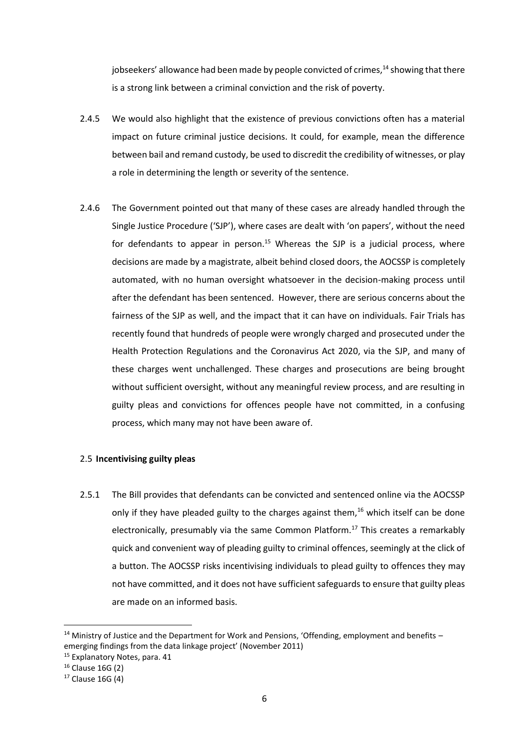jobseekers' allowance had been made by people convicted of crimes,[14] showing that there is a strong link between a criminal conviction and the risk of poverty.

2.4.5 We would also highlight that the existence of previous convictions often has a material impact on future criminal justice decisions. It could, for example, mean the difference between bail and remand custody, be used to discredit the credibility of witnesses, or play a role in determining the length or severity of the sentence.

2.4.6 The Government pointed out that many of these cases are already handled through the Single Justice Procedure ('SJP'), where cases are dealt with 'on papers', without the need for defendants to appear in person.[15] Whereas the SJP is a judicial process, where decisions are made by a magistrate, albeit behind closed doors, the AOCSSP is completely automated, with no human oversight whatsoever in the decision-making process until after the defendant has been sentenced. However, there are serious concerns about the fairness of the SJP as well, and the impact that it can have on individuals. Fair Trials has recently found that hundreds of people were wrongly charged and prosecuted under the Health Protection Regulations and the Coronavirus Act 2020, via the SJP, and many of these charges went unchallenged. These charges and prosecutions are being brought without sufficient oversight, without any meaningful review process, and are resulting in guilty pleas and convictions for offences people have not committed, in a confusing process, which many may not have been aware of.

### 2.5 **Incentivising guilty pleas**

2.5.1 The Bill provides that defendants can be convicted and sentenced online via the AOCSSP only if they have pleaded guilty to the charges against them,[16] which itself can be done electronically, presumably via the same Common Platform.[17] This creates a remarkably quick and convenient way of pleading guilty to criminal offences, seemingly at the click of a button. The AOCSSP risks incentivising individuals to plead guilty to offences they may not have committed, and it does not have sufficient safeguards to ensure that guilty pleas are made on an informed basis.

---

[14] Ministry of Justice and the Department for Work and Pensions, 'Offending, employment and benefits – emerging findings from the data linkage project' (November 2011)

[15] Explanatory Notes, para. 41

[16] Clause 16G (2)

[17] Clause 16G (4)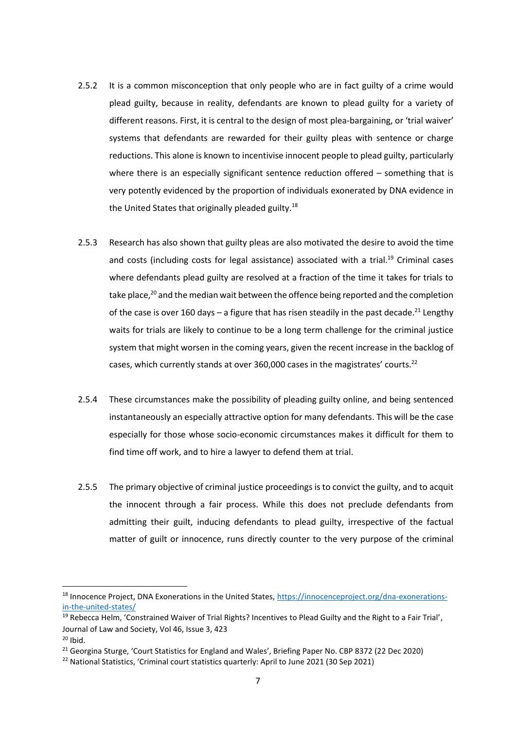2.5.2 It is a common misconception that only people who are in fact guilty of a crime would plead guilty, because in reality, defendants are known to plead guilty for a variety of different reasons. First, it is central to the design of most plea-bargaining, or 'trial waiver' systems that defendants are rewarded for their guilty pleas with sentence or charge reductions. This alone is known to incentivise innocent people to plead guilty, particularly where there is an especially significant sentence reduction offered – something that is very potently evidenced by the proportion of individuals exonerated by DNA evidence in the United States that originally pleaded guilty.[18]

2.5.3 Research has also shown that guilty pleas are also motivated the desire to avoid the time and costs (including costs for legal assistance) associated with a trial.[19] Criminal cases where defendants plead guilty are resolved at a fraction of the time it takes for trials to take place,[20] and the median wait between the offence being reported and the completion of the case is over 160 days – a figure that has risen steadily in the past decade.[21] Lengthy waits for trials are likely to continue to be a long term challenge for the criminal justice system that might worsen in the coming years, given the recent increase in the backlog of cases, which currently stands at over 360,000 cases in the magistrates' courts.[22]

2.5.4 These circumstances make the possibility of pleading guilty online, and being sentenced instantaneously an especially attractive option for many defendants. This will be the case especially for those whose socio-economic circumstances makes it difficult for them to find time off work, and to hire a lawyer to defend them at trial.

2.5.5 The primary objective of criminal justice proceedings is to convict the guilty, and to acquit the innocent through a fair process. While this does not preclude defendants from admitting their guilt, inducing defendants to plead guilty, irrespective of the factual matter of guilt or innocence, runs directly counter to the very purpose of the criminal

---

[18] Innocence Project, DNA Exonerations in the United States, https://innocenceproject.org/dna-exonerations-in-the-united-states/

[19] Rebecca Helm, 'Constrained Waiver of Trial Rights? Incentives to Plead Guilty and the Right to a Fair Trial', Journal of Law and Society, Vol 46, Issue 3, 423

[20] Ibid.

[21] Georgina Sturge, 'Court Statistics for England and Wales', Briefing Paper No. CBP 8372 (22 Dec 2020)

[22] National Statistics, 'Criminal court statistics quarterly: April to June 2021 (30 Sep 2021)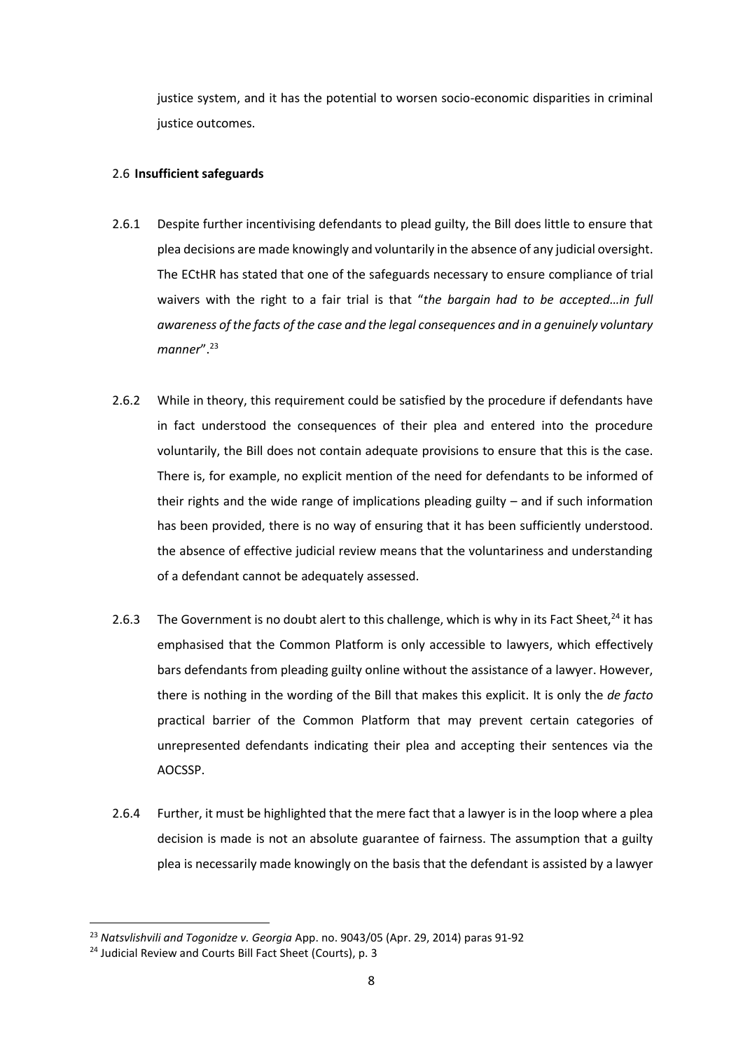justice system, and it has the potential to worsen socio-economic disparities in criminal justice outcomes.

### 2.6 **Insufficient safeguards**

2.6.1 Despite further incentivising defendants to plead guilty, the Bill does little to ensure that plea decisions are made knowingly and voluntarily in the absence of any judicial oversight. The ECtHR has stated that one of the safeguards necessary to ensure compliance of trial waivers with the right to a fair trial is that "*the bargain had to be accepted…in full awareness of the facts of the case and the legal consequences and in a genuinely voluntary manner*".[23]

2.6.2 While in theory, this requirement could be satisfied by the procedure if defendants have in fact understood the consequences of their plea and entered into the procedure voluntarily, the Bill does not contain adequate provisions to ensure that this is the case. There is, for example, no explicit mention of the need for defendants to be informed of their rights and the wide range of implications pleading guilty – and if such information has been provided, there is no way of ensuring that it has been sufficiently understood. the absence of effective judicial review means that the voluntariness and understanding of a defendant cannot be adequately assessed.

2.6.3 The Government is no doubt alert to this challenge, which is why in its Fact Sheet,[24] it has emphasised that the Common Platform is only accessible to lawyers, which effectively bars defendants from pleading guilty online without the assistance of a lawyer. However, there is nothing in the wording of the Bill that makes this explicit. It is only the *de facto* practical barrier of the Common Platform that may prevent certain categories of unrepresented defendants indicating their plea and accepting their sentences via the AOCSSP.

2.6.4 Further, it must be highlighted that the mere fact that a lawyer is in the loop where a plea decision is made is not an absolute guarantee of fairness. The assumption that a guilty plea is necessarily made knowingly on the basis that the defendant is assisted by a lawyer

---

[23] *Natsvlishvili and Togonidze v. Georgia* App. no. 9043/05 (Apr. 29, 2014) paras 91-92

[24] Judicial Review and Courts Bill Fact Sheet (Courts), p. 3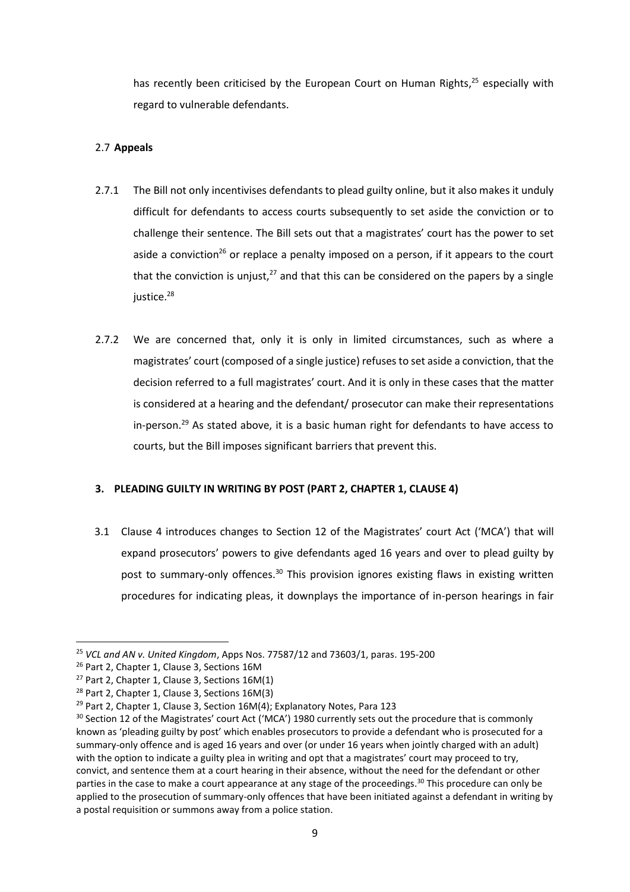has recently been criticised by the European Court on Human Rights,[25] especially with regard to vulnerable defendants.

2.7 **Appeals**

2.7.1 The Bill not only incentivises defendants to plead guilty online, but it also makes it unduly difficult for defendants to access courts subsequently to set aside the conviction or to challenge their sentence. The Bill sets out that a magistrates' court has the power to set aside a conviction[26] or replace a penalty imposed on a person, if it appears to the court that the conviction is unjust,[27] and that this can be considered on the papers by a single justice.[28]

2.7.2 We are concerned that, only it is only in limited circumstances, such as where a magistrates' court (composed of a single justice) refuses to set aside a conviction, that the decision referred to a full magistrates' court. And it is only in these cases that the matter is considered at a hearing and the defendant/ prosecutor can make their representations in-person.[29] As stated above, it is a basic human right for defendants to have access to courts, but the Bill imposes significant barriers that prevent this.

## 3. PLEADING GUILTY IN WRITING BY POST (PART 2, CHAPTER 1, CLAUSE 4)

3.1 Clause 4 introduces changes to Section 12 of the Magistrates' court Act ('MCA') that will expand prosecutors' powers to give defendants aged 16 years and over to plead guilty by post to summary-only offences.[30] This provision ignores existing flaws in existing written procedures for indicating pleas, it downplays the importance of in-person hearings in fair

---

[25] *VCL and AN v. United Kingdom*, Apps Nos. 77587/12 and 73603/1, paras. 195-200

[26] Part 2, Chapter 1, Clause 3, Sections 16M

[27] Part 2, Chapter 1, Clause 3, Sections 16M(1)

[28] Part 2, Chapter 1, Clause 3, Sections 16M(3)

[29] Part 2, Chapter 1, Clause 3, Section 16M(4); Explanatory Notes, Para 123

[30] Section 12 of the Magistrates' court Act ('MCA') 1980 currently sets out the procedure that is commonly known as 'pleading guilty by post' which enables prosecutors to provide a defendant who is prosecuted for a summary-only offence and is aged 16 years and over (or under 16 years when jointly charged with an adult) with the option to indicate a guilty plea in writing and opt that a magistrates' court may proceed to try, convict, and sentence them at a court hearing in their absence, without the need for the defendant or other parties in the case to make a court appearance at any stage of the proceedings.[30] This procedure can only be applied to the prosecution of summary-only offences that have been initiated against a defendant in writing by a postal requisition or summons away from a police station.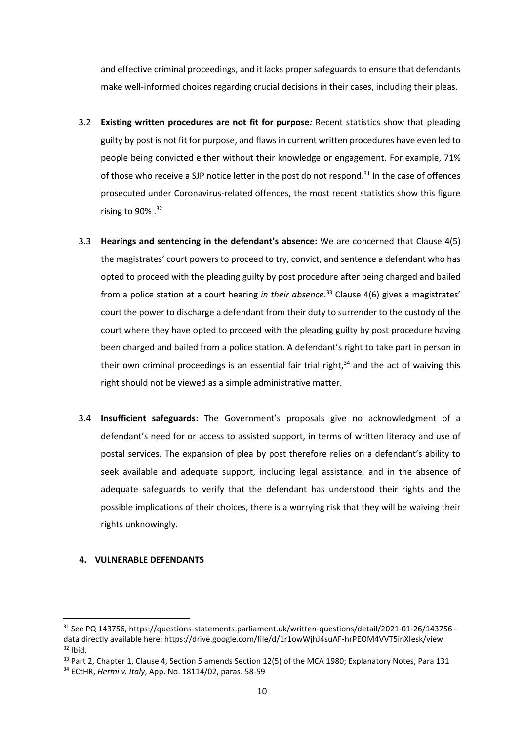and effective criminal proceedings, and it lacks proper safeguards to ensure that defendants make well-informed choices regarding crucial decisions in their cases, including their pleas.

3.2 **Existing written procedures are not fit for purpose*:*** Recent statistics show that pleading guilty by post is not fit for purpose, and flaws in current written procedures have even led to people being convicted either without their knowledge or engagement. For example, 71% of those who receive a SJP notice letter in the post do not respond.[31] In the case of offences prosecuted under Coronavirus-related offences, the most recent statistics show this figure rising to 90% .[32]

3.3 **Hearings and sentencing in the defendant's absence:** We are concerned that Clause 4(5) the magistrates' court powers to proceed to try, convict, and sentence a defendant who has opted to proceed with the pleading guilty by post procedure after being charged and bailed from a police station at a court hearing *in their absence*.[33] Clause 4(6) gives a magistrates' court the power to discharge a defendant from their duty to surrender to the custody of the court where they have opted to proceed with the pleading guilty by post procedure having been charged and bailed from a police station. A defendant's right to take part in person in their own criminal proceedings is an essential fair trial right,[34] and the act of waiving this right should not be viewed as a simple administrative matter.

3.4 **Insufficient safeguards:** The Government's proposals give no acknowledgment of a defendant's need for or access to assisted support, in terms of written literacy and use of postal services. The expansion of plea by post therefore relies on a defendant's ability to seek available and adequate support, including legal assistance, and in the absence of adequate safeguards to verify that the defendant has understood their rights and the possible implications of their choices, there is a worrying risk that they will be waiving their rights unknowingly.

## 4. VULNERABLE DEFENDANTS

---

[31] See PQ 143756, https://questions-statements.parliament.uk/written-questions/detail/2021-01-26/143756 - data directly available here: https://drive.google.com/file/d/1r1owWjhJ4suAF-hrPEOM4VVT5inXIesk/view

[32] Ibid.

[33] Part 2, Chapter 1, Clause 4, Section 5 amends Section 12(5) of the MCA 1980; Explanatory Notes, Para 131

[34] ECtHR, *Hermi v. Italy*, App. No. 18114/02, paras. 58-59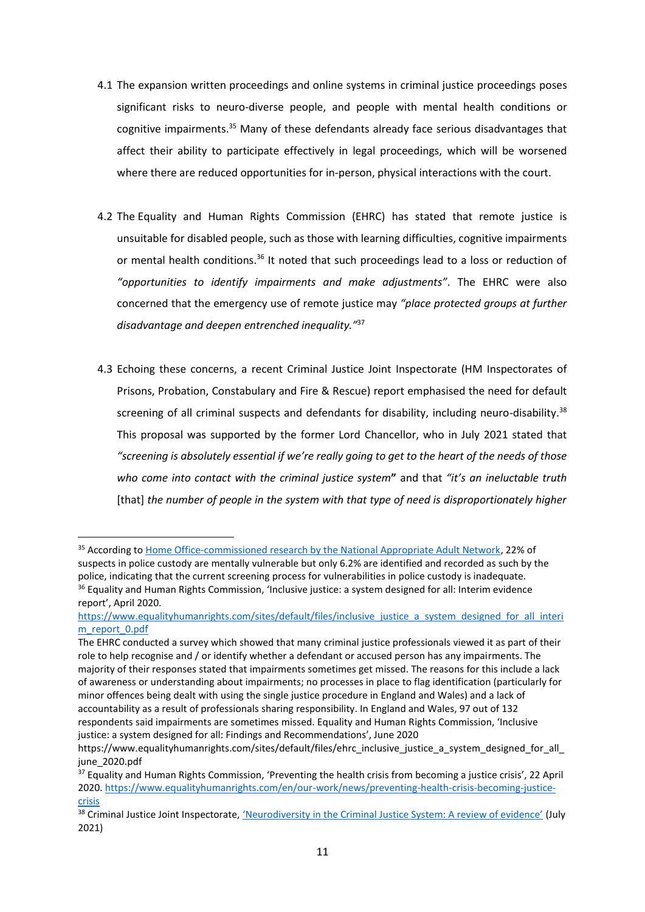4.1 The expansion written proceedings and online systems in criminal justice proceedings poses significant risks to neuro-diverse people, and people with mental health conditions or cognitive impairments.[35] Many of these defendants already face serious disadvantages that affect their ability to participate effectively in legal proceedings, which will be worsened where there are reduced opportunities for in-person, physical interactions with the court.

4.2 The Equality and Human Rights Commission (EHRC) has stated that remote justice is unsuitable for disabled people, such as those with learning difficulties, cognitive impairments or mental health conditions.[36] It noted that such proceedings lead to a loss or reduction of *"opportunities to identify impairments and make adjustments"*. The EHRC were also concerned that the emergency use of remote justice may *"place protected groups at further disadvantage and deepen entrenched inequality."*[37]

4.3 Echoing these concerns, a recent Criminal Justice Joint Inspectorate (HM Inspectorates of Prisons, Probation, Constabulary and Fire & Rescue) report emphasised the need for default screening of all criminal suspects and defendants for disability, including neuro-disability.[38] This proposal was supported by the former Lord Chancellor, who in July 2021 stated that *"screening is absolutely essential if we're really going to get to the heart of the needs of those who come into contact with the criminal justice system***"** and that *"it's an ineluctable truth* [that] *the number of people in the system with that type of need is disproportionately higher*

---

[35] According to Home Office-commissioned research by the National Appropriate Adult Network, 22% of suspects in police custody are mentally vulnerable but only 6.2% are identified and recorded as such by the police, indicating that the current screening process for vulnerabilities in police custody is inadequate.

[36] Equality and Human Rights Commission, 'Inclusive justice: a system designed for all: Interim evidence report', April 2020.
https://www.equalityhumanrights.com/sites/default/files/inclusive_justice_a_system_designed_for_all_interim_report_0.pdf
The EHRC conducted a survey which showed that many criminal justice professionals viewed it as part of their role to help recognise and / or identify whether a defendant or accused person has any impairments. The majority of their responses stated that impairments sometimes get missed. The reasons for this include a lack of awareness or understanding about impairments; no processes in place to flag identification (particularly for minor offences being dealt with using the single justice procedure in England and Wales) and a lack of accountability as a result of professionals sharing responsibility. In England and Wales, 97 out of 132 respondents said impairments are sometimes missed. Equality and Human Rights Commission, 'Inclusive justice: a system designed for all: Findings and Recommendations', June 2020
https://www.equalityhumanrights.com/sites/default/files/ehrc_inclusive_justice_a_system_designed_for_all_june_2020.pdf

[37] Equality and Human Rights Commission, 'Preventing the health crisis from becoming a justice crisis', 22 April 2020. https://www.equalityhumanrights.com/en/our-work/news/preventing-health-crisis-becoming-justice-crisis

[38] Criminal Justice Joint Inspectorate, 'Neurodiversity in the Criminal Justice System: A review of evidence' (July 2021)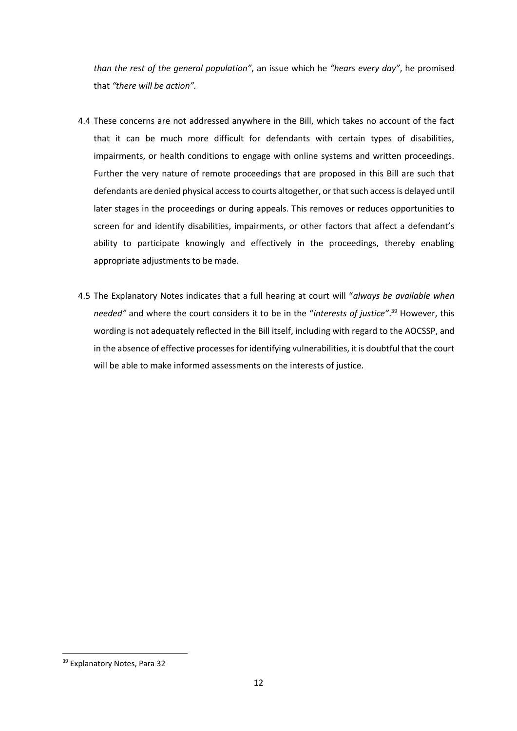*than the rest of the general population"*, an issue which he *"hears every day"*, he promised that *"there will be action".*

4.4 These concerns are not addressed anywhere in the Bill, which takes no account of the fact that it can be much more difficult for defendants with certain types of disabilities, impairments, or health conditions to engage with online systems and written proceedings. Further the very nature of remote proceedings that are proposed in this Bill are such that defendants are denied physical access to courts altogether, or that such access is delayed until later stages in the proceedings or during appeals. This removes or reduces opportunities to screen for and identify disabilities, impairments, or other factors that affect a defendant's ability to participate knowingly and effectively in the proceedings, thereby enabling appropriate adjustments to be made.

4.5 The Explanatory Notes indicates that a full hearing at court will "*always be available when needed"* and where the court considers it to be in the "*interests of justice"*.[39] However, this wording is not adequately reflected in the Bill itself, including with regard to the AOCSSP, and in the absence of effective processes for identifying vulnerabilities, it is doubtful that the court will be able to make informed assessments on the interests of justice.

[39] Explanatory Notes, Para 32